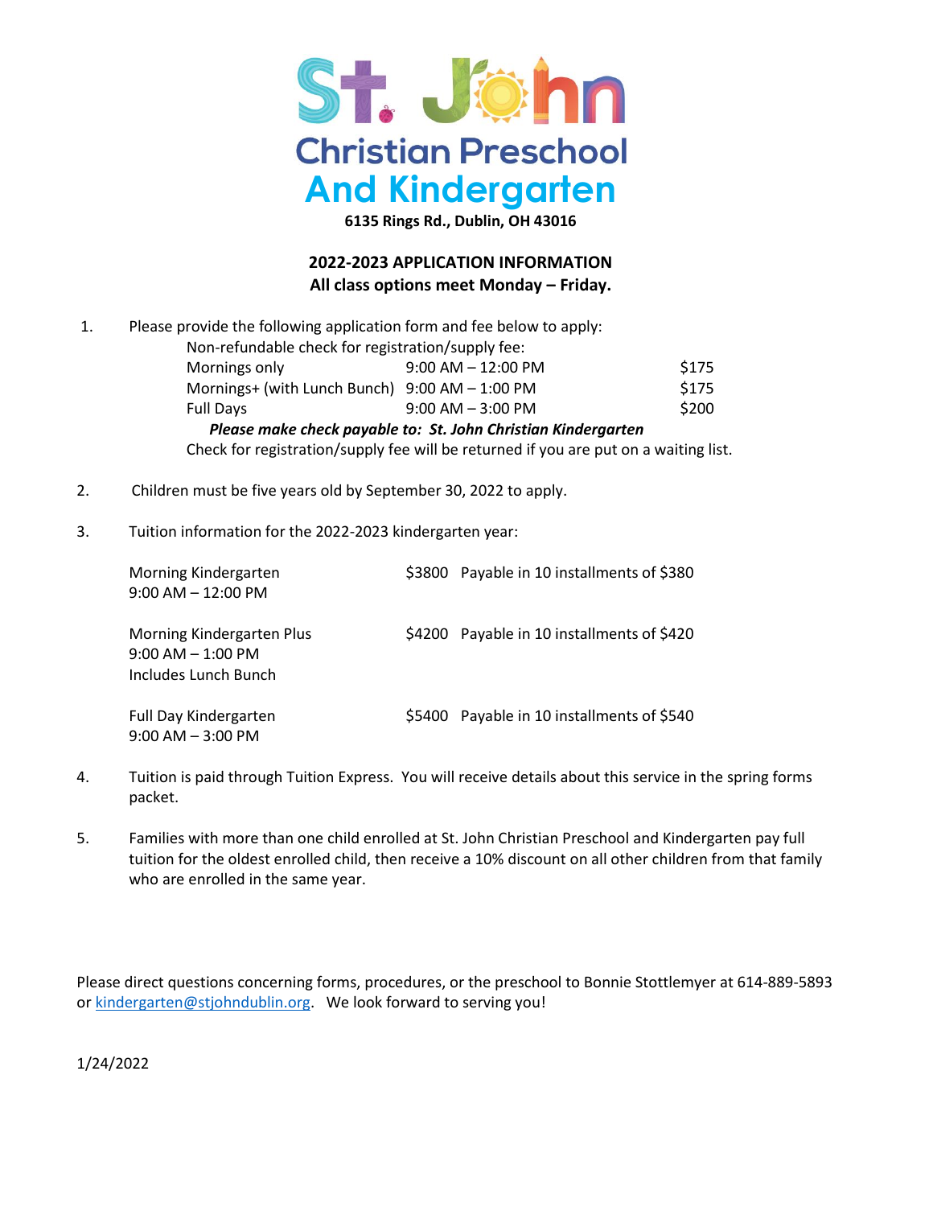# St. John Christian Preschool And Kindergarten

**6135 Rings Rd., Dublin, OH 43016**

**2022-2023 APPLICATION INFORMATION**
**All class options meet Monday – Friday.**

1. Please provide the following application form and fee below to apply:

   Non-refundable check for registration/supply fee:

   | | | |
   |---|---|---|
   | Mornings only | 9:00 AM – 12:00 PM | $175 |
   | Mornings+ (with Lunch Bunch) | 9:00 AM – 1:00 PM | $175 |
   | Full Days | 9:00 AM – 3:00 PM | $200 |

   ***Please make check payable to: St. John Christian Kindergarten***

   Check for registration/supply fee will be returned if you are put on a waiting list.

2. Children must be five years old by September 30, 2022 to apply.

3. Tuition information for the 2022-2023 kindergarten year:

   | | | |
   |---|---|---|
   | Morning Kindergarten<br>9:00 AM – 12:00 PM | $3800 | Payable in 10 installments of $380 |
   | Morning Kindergarten Plus<br>9:00 AM – 1:00 PM<br>Includes Lunch Bunch | $4200 | Payable in 10 installments of $420 |
   | Full Day Kindergarten<br>9:00 AM – 3:00 PM | $5400 | Payable in 10 installments of $540 |

4. Tuition is paid through Tuition Express. You will receive details about this service in the spring forms packet.

5. Families with more than one child enrolled at St. John Christian Preschool and Kindergarten pay full tuition for the oldest enrolled child, then receive a 10% discount on all other children from that family who are enrolled in the same year.

Please direct questions concerning forms, procedures, or the preschool to Bonnie Stottlemyer at 614-889-5893 or kindergarten@stjohndublin.org. We look forward to serving you!

1/24/2022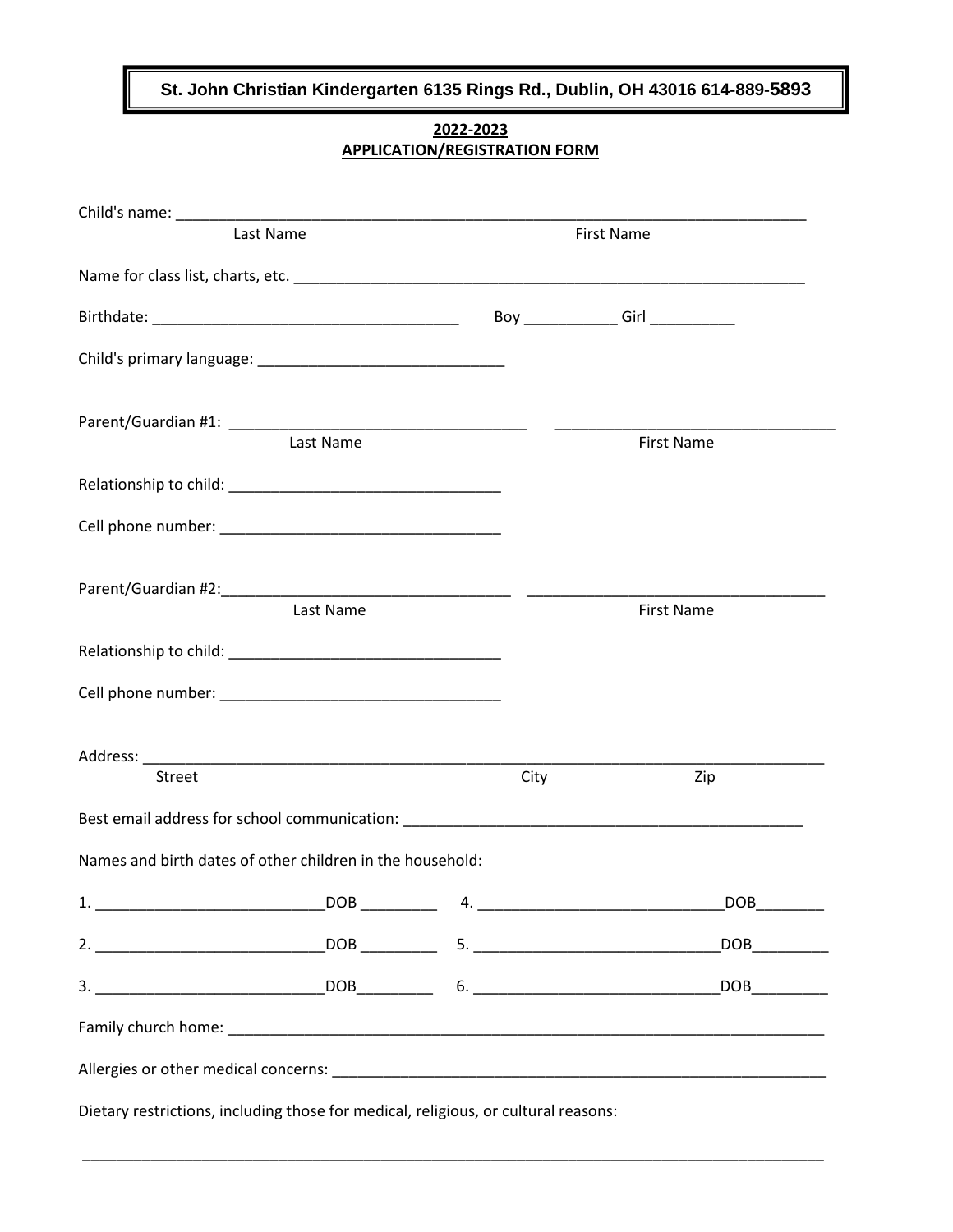**St. John Christian Kindergarten 6135 Rings Rd., Dublin, OH 43016 614-889-5893**

**2022-2023**
**APPLICATION/REGISTRATION FORM**

Child's name: ______________________________________________________________________________
Last Name First Name

Name for class list, charts, etc. ______________________________________________________________

Birthdate: _____________________________________ Boy ___________ Girl __________

Child's primary language: ______________________________

Parent/Guardian #1: ____________________________________ __________________________________
Last Name First Name

Relationship to child: ________________________________

Cell phone number: _________________________________

Parent/Guardian #2:___________________________________ ____________________________________
Last Name First Name

Relationship to child: ________________________________

Cell phone number: _________________________________

Address: _________________________________________________________________________________
Street City Zip

Best email address for school communication: _________________________________________________

Names and birth dates of other children in the household:

1. ___________________________DOB _________ 4. _____________________________DOB________

2. ___________________________DOB _________ 5. _____________________________DOB_________

3. ___________________________DOB_________ 6. _____________________________DOB_________

Family church home: __________________________________________________________________________

Allergies or other medical concerns: ______________________________________________________________

Dietary restrictions, including those for medical, religious, or cultural reasons:

_____________________________________________________________________________________________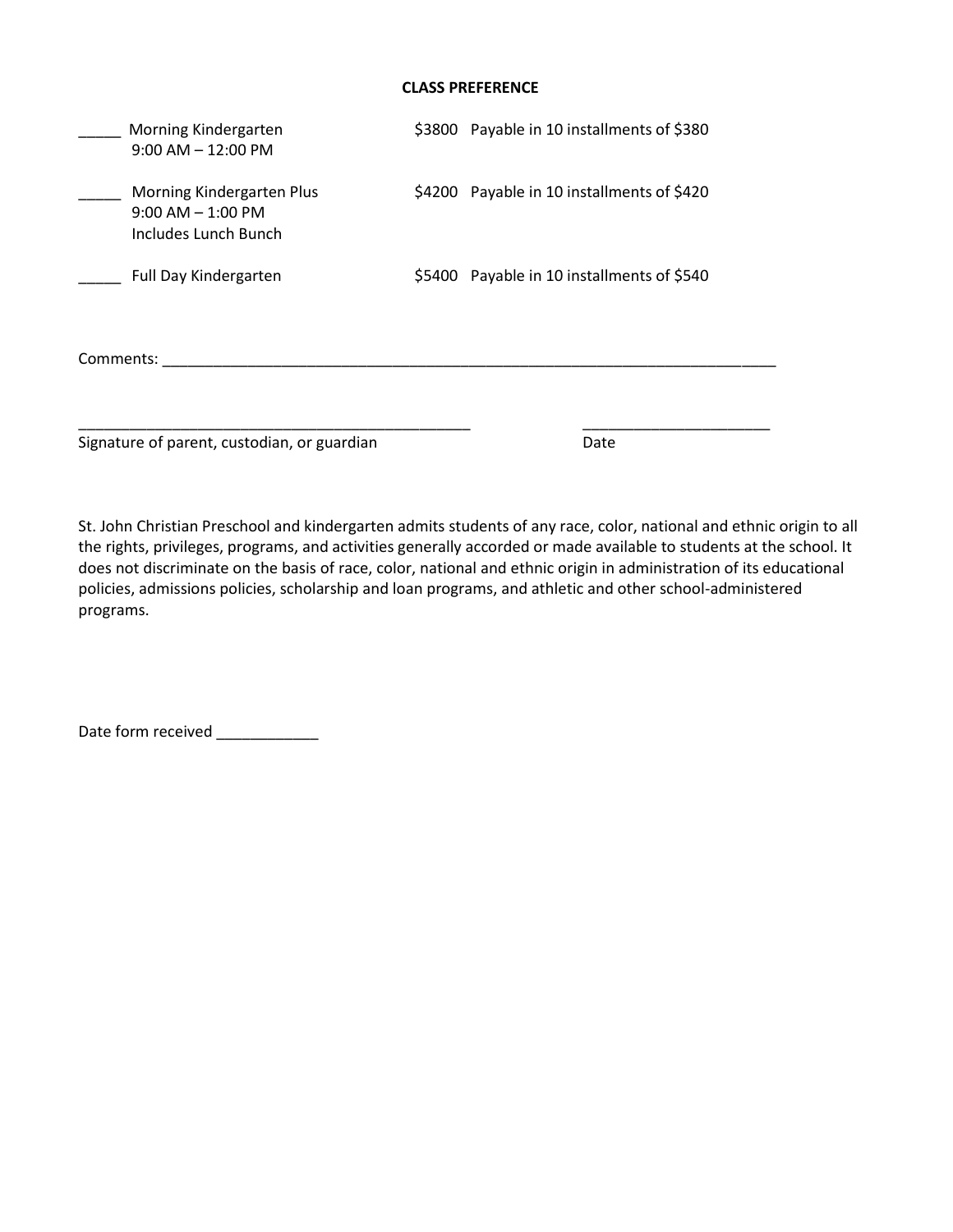**CLASS PREFERENCE**

_____ Morning Kindergarten 9:00 AM – 12:00 PM — $3800 Payable in 10 installments of $380

_____ Morning Kindergarten Plus 9:00 AM – 1:00 PM Includes Lunch Bunch — $4200 Payable in 10 installments of $420

_____ Full Day Kindergarten — $5400 Payable in 10 installments of $540

Comments: ___________________________________________________________________________

________________________________________________ ______________________

Signature of parent, custodian, or guardian Date

St. John Christian Preschool and kindergarten admits students of any race, color, national and ethnic origin to all the rights, privileges, programs, and activities generally accorded or made available to students at the school. It does not discriminate on the basis of race, color, national and ethnic origin in administration of its educational policies, admissions policies, scholarship and loan programs, and athletic and other school-administered programs.

Date form received ____________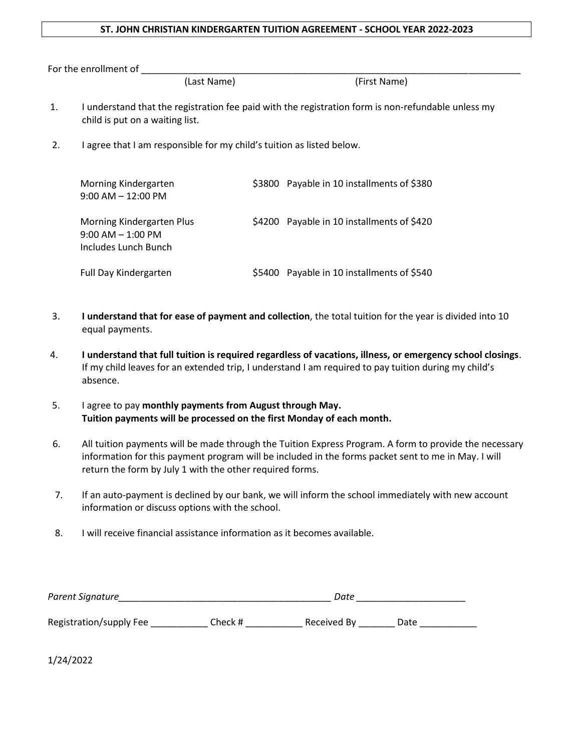**ST. JOHN CHRISTIAN KINDERGARTEN TUITION AGREEMENT - SCHOOL YEAR 2022-2023**

For the enrollment of ___________________________________________________________________________
(Last Name) (First Name)

1. I understand that the registration fee paid with the registration form is non-refundable unless my child is put on a waiting list.

2. I agree that I am responsible for my child's tuition as listed below.

| | | |
|---|---|---|
| Morning Kindergarten<br>9:00 AM – 12:00 PM | $3800 | Payable in 10 installments of $380 |
| Morning Kindergarten Plus<br>9:00 AM – 1:00 PM<br>Includes Lunch Bunch | $4200 | Payable in 10 installments of $420 |
| Full Day Kindergarten | $5400 | Payable in 10 installments of $540 |

3. **I understand that for ease of payment and collection**, the total tuition for the year is divided into 10 equal payments.

4. **I understand that full tuition is required regardless of vacations, illness, or emergency school closings**. If my child leaves for an extended trip, I understand I am required to pay tuition during my child's absence.

5. I agree to pay **monthly payments from August through May.**
**Tuition payments will be processed on the first Monday of each month.**

6. All tuition payments will be made through the Tuition Express Program. A form to provide the necessary information for this payment program will be included in the forms packet sent to me in May. I will return the form by July 1 with the other required forms.

7. If an auto-payment is declined by our bank, we will inform the school immediately with new account information or discuss options with the school.

8. I will receive financial assistance information as it becomes available.

*Parent Signature*_________________________________________ *Date* _____________________

Registration/supply Fee ___________ Check # ___________ Received By _______ Date ___________

1/24/2022